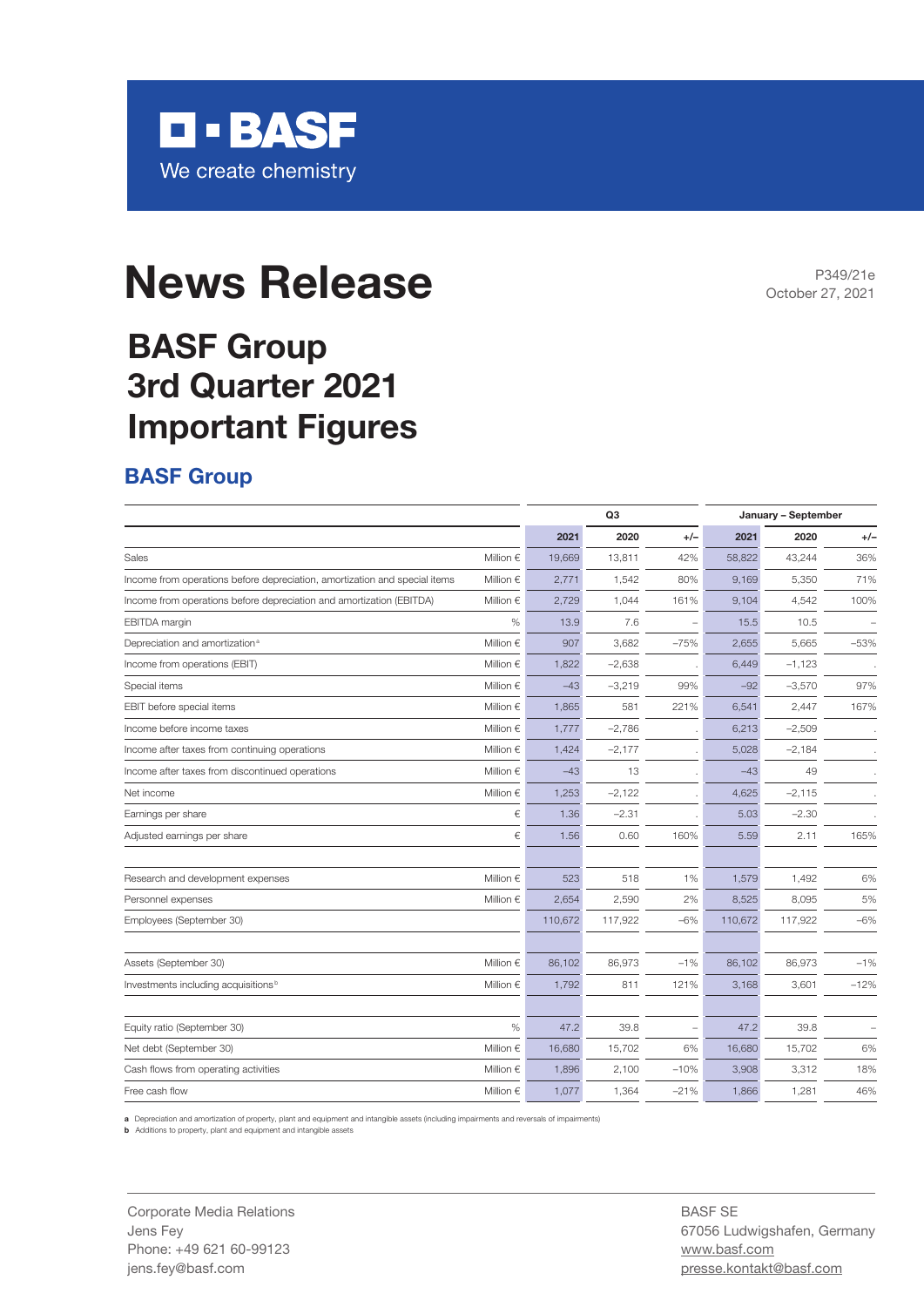BASF

We create chemistry

# News Release

P349/21e
October 27, 2021

# BASF Group 3rd Quarter 2021 Important Figures

## BASF Group

| | | Q3 | | | January – September | | |
|---|---|---|---|---|---|---|---|
| | | **2021** | **2020** | **+/–** | **2021** | **2020** | **+/–** |
| Sales | Million € | 19,669 | 13,811 | 42% | 58,822 | 43,244 | 36% |
| Income from operations before depreciation, amortization and special items | Million € | 2,771 | 1,542 | 80% | 9,169 | 5,350 | 71% |
| Income from operations before depreciation and amortization (EBITDA) | Million € | 2,729 | 1,044 | 161% | 9,104 | 4,542 | 100% |
| EBITDA margin | % | 13.9 | 7.6 | – | 15.5 | 10.5 | – |
| Depreciation and amortization[a] | Million € | 907 | 3,682 | −75% | 2,655 | 5,665 | −53% |
| Income from operations (EBIT) | Million € | 1,822 | −2,638 | . | 6,449 | −1,123 | . |
| Special items | Million € | −43 | −3,219 | 99% | −92 | −3,570 | 97% |
| EBIT before special items | Million € | 1,865 | 581 | 221% | 6,541 | 2,447 | 167% |
| Income before income taxes | Million € | 1,777 | −2,786 | . | 6,213 | −2,509 | . |
| Income after taxes from continuing operations | Million € | 1,424 | −2,177 | . | 5,028 | −2,184 | . |
| Income after taxes from discontinued operations | Million € | −43 | 13 | . | −43 | 49 | . |
| Net income | Million € | 1,253 | −2,122 | . | 4,625 | −2,115 | . |
| Earnings per share | € | 1.36 | −2.31 | . | 5.03 | −2.30 | . |
| Adjusted earnings per share | € | 1.56 | 0.60 | 160% | 5.59 | 2.11 | 165% |
| | | | | | | | |
| Research and development expenses | Million € | 523 | 518 | 1% | 1,579 | 1,492 | 6% |
| Personnel expenses | Million € | 2,654 | 2,590 | 2% | 8,525 | 8,095 | 5% |
| Employees (September 30) | | 110,672 | 117,922 | −6% | 110,672 | 117,922 | −6% |
| | | | | | | | |
| Assets (September 30) | Million € | 86,102 | 86,973 | −1% | 86,102 | 86,973 | −1% |
| Investments including acquisitions[b] | Million € | 1,792 | 811 | 121% | 3,168 | 3,601 | −12% |
| | | | | | | | |
| Equity ratio (September 30) | % | 47.2 | 39.8 | – | 47.2 | 39.8 | – |
| Net debt (September 30) | Million € | 16,680 | 15,702 | 6% | 16,680 | 15,702 | 6% |
| Cash flows from operating activities | Million € | 1,896 | 2,100 | −10% | 3,908 | 3,312 | 18% |
| Free cash flow | Million € | 1,077 | 1,364 | −21% | 1,866 | 1,281 | 46% |

**a** Depreciation and amortization of property, plant and equipment and intangible assets (including impairments and reversals of impairments)
**b** Additions to property, plant and equipment and intangible assets

Corporate Media Relations
Jens Fey
Phone: +49 621 60-99123
jens.fey@basf.com

BASF SE
67056 Ludwigshafen, Germany
www.basf.com
presse.kontakt@basf.com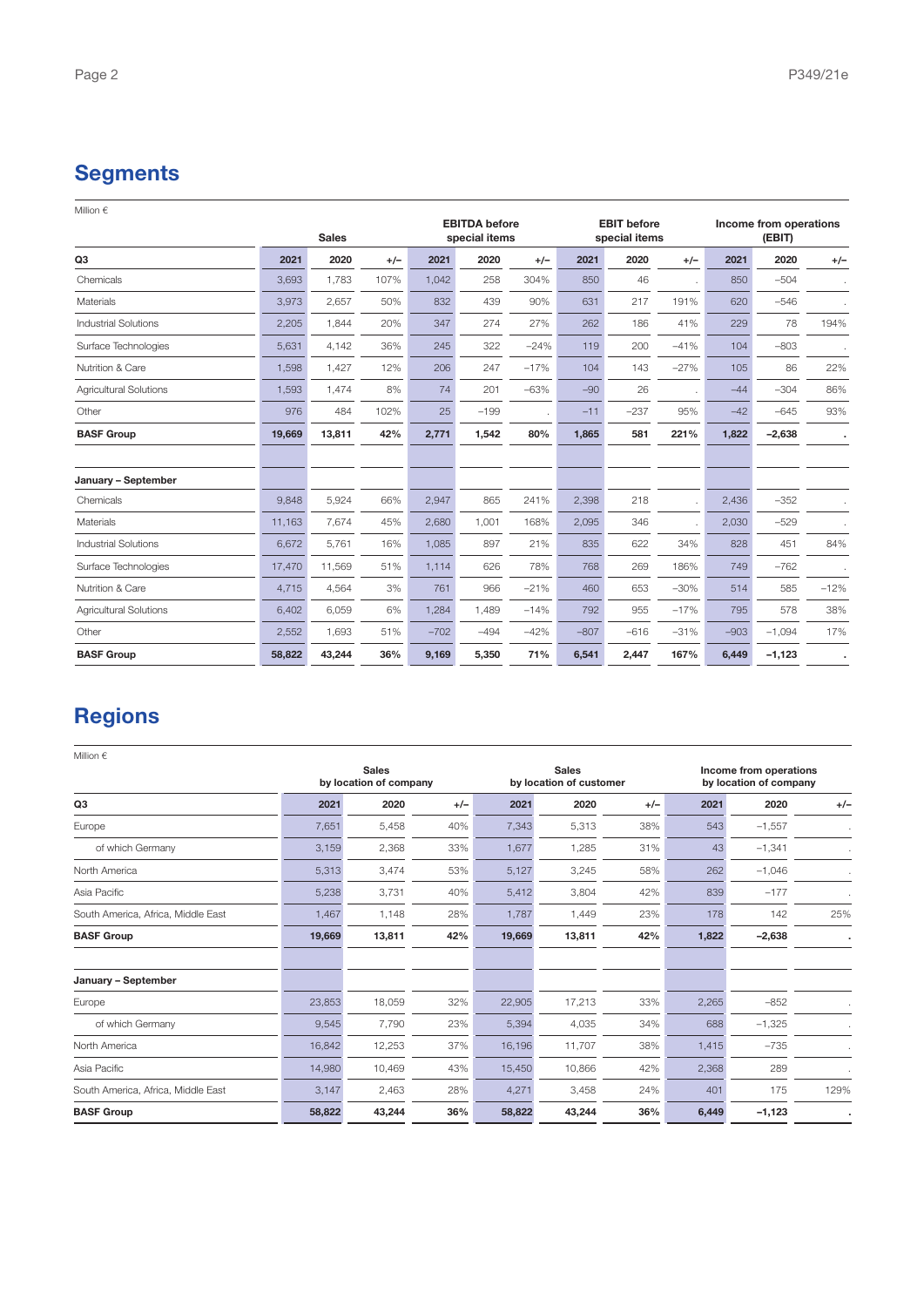## Segments

Million €

| | Sales | | | EBITDA before special items | | | EBIT before special items | | | Income from operations (EBIT) | | |
|---|---|---|---|---|---|---|---|---|---|---|---|---|
| **Q3** | **2021** | **2020** | **+/–** | **2021** | **2020** | **+/–** | **2021** | **2020** | **+/–** | **2021** | **2020** | **+/–** |
| Chemicals | 3,693 | 1,783 | 107% | 1,042 | 258 | 304% | 850 | 46 | . | 850 | –504 | . |
| Materials | 3,973 | 2,657 | 50% | 832 | 439 | 90% | 631 | 217 | 191% | 620 | –546 | . |
| Industrial Solutions | 2,205 | 1,844 | 20% | 347 | 274 | 27% | 262 | 186 | 41% | 229 | 78 | 194% |
| Surface Technologies | 5,631 | 4,142 | 36% | 245 | 322 | –24% | 119 | 200 | –41% | 104 | –803 | . |
| Nutrition & Care | 1,598 | 1,427 | 12% | 206 | 247 | –17% | 104 | 143 | –27% | 105 | 86 | 22% |
| Agricultural Solutions | 1,593 | 1,474 | 8% | 74 | 201 | –63% | –90 | 26 | . | –44 | –304 | 86% |
| Other | 976 | 484 | 102% | 25 | –199 | . | –11 | –237 | 95% | –42 | –645 | 93% |
| **BASF Group** | **19,669** | **13,811** | **42%** | **2,771** | **1,542** | **80%** | **1,865** | **581** | **221%** | **1,822** | **–2,638** | **.** |
| | | | | | | | | | | | | |
| **January – September** | | | | | | | | | | | | |
| Chemicals | 9,848 | 5,924 | 66% | 2,947 | 865 | 241% | 2,398 | 218 | . | 2,436 | –352 | . |
| Materials | 11,163 | 7,674 | 45% | 2,680 | 1,001 | 168% | 2,095 | 346 | . | 2,030 | –529 | . |
| Industrial Solutions | 6,672 | 5,761 | 16% | 1,085 | 897 | 21% | 835 | 622 | 34% | 828 | 451 | 84% |
| Surface Technologies | 17,470 | 11,569 | 51% | 1,114 | 626 | 78% | 768 | 269 | 186% | 749 | –762 | . |
| Nutrition & Care | 4,715 | 4,564 | 3% | 761 | 966 | –21% | 460 | 653 | –30% | 514 | 585 | –12% |
| Agricultural Solutions | 6,402 | 6,059 | 6% | 1,284 | 1,489 | –14% | 792 | 955 | –17% | 795 | 578 | 38% |
| Other | 2,552 | 1,693 | 51% | –702 | –494 | –42% | –807 | –616 | –31% | –903 | –1,094 | 17% |
| **BASF Group** | **58,822** | **43,244** | **36%** | **9,169** | **5,350** | **71%** | **6,541** | **2,447** | **167%** | **6,449** | **–1,123** | **.** |

## Regions

Million €

| | Sales by location of company | | | Sales by location of customer | | | Income from operations by location of company | | |
|---|---|---|---|---|---|---|---|---|---|
| **Q3** | **2021** | **2020** | **+/–** | **2021** | **2020** | **+/–** | **2021** | **2020** | **+/–** |
| Europe | 7,651 | 5,458 | 40% | 7,343 | 5,313 | 38% | 543 | –1,557 | . |
| of which Germany | 3,159 | 2,368 | 33% | 1,677 | 1,285 | 31% | 43 | –1,341 | . |
| North America | 5,313 | 3,474 | 53% | 5,127 | 3,245 | 58% | 262 | –1,046 | . |
| Asia Pacific | 5,238 | 3,731 | 40% | 5,412 | 3,804 | 42% | 839 | –177 | . |
| South America, Africa, Middle East | 1,467 | 1,148 | 28% | 1,787 | 1,449 | 23% | 178 | 142 | 25% |
| **BASF Group** | **19,669** | **13,811** | **42%** | **19,669** | **13,811** | **42%** | **1,822** | **–2,638** | **.** |
| | | | | | | | | | |
| **January – September** | | | | | | | | | |
| Europe | 23,853 | 18,059 | 32% | 22,905 | 17,213 | 33% | 2,265 | –852 | . |
| of which Germany | 9,545 | 7,790 | 23% | 5,394 | 4,035 | 34% | 688 | –1,325 | . |
| North America | 16,842 | 12,253 | 37% | 16,196 | 11,707 | 38% | 1,415 | –735 | . |
| Asia Pacific | 14,980 | 10,469 | 43% | 15,450 | 10,866 | 42% | 2,368 | 289 | . |
| South America, Africa, Middle East | 3,147 | 2,463 | 28% | 4,271 | 3,458 | 24% | 401 | 175 | 129% |
| **BASF Group** | **58,822** | **43,244** | **36%** | **58,822** | **43,244** | **36%** | **6,449** | **–1,123** | **.** |